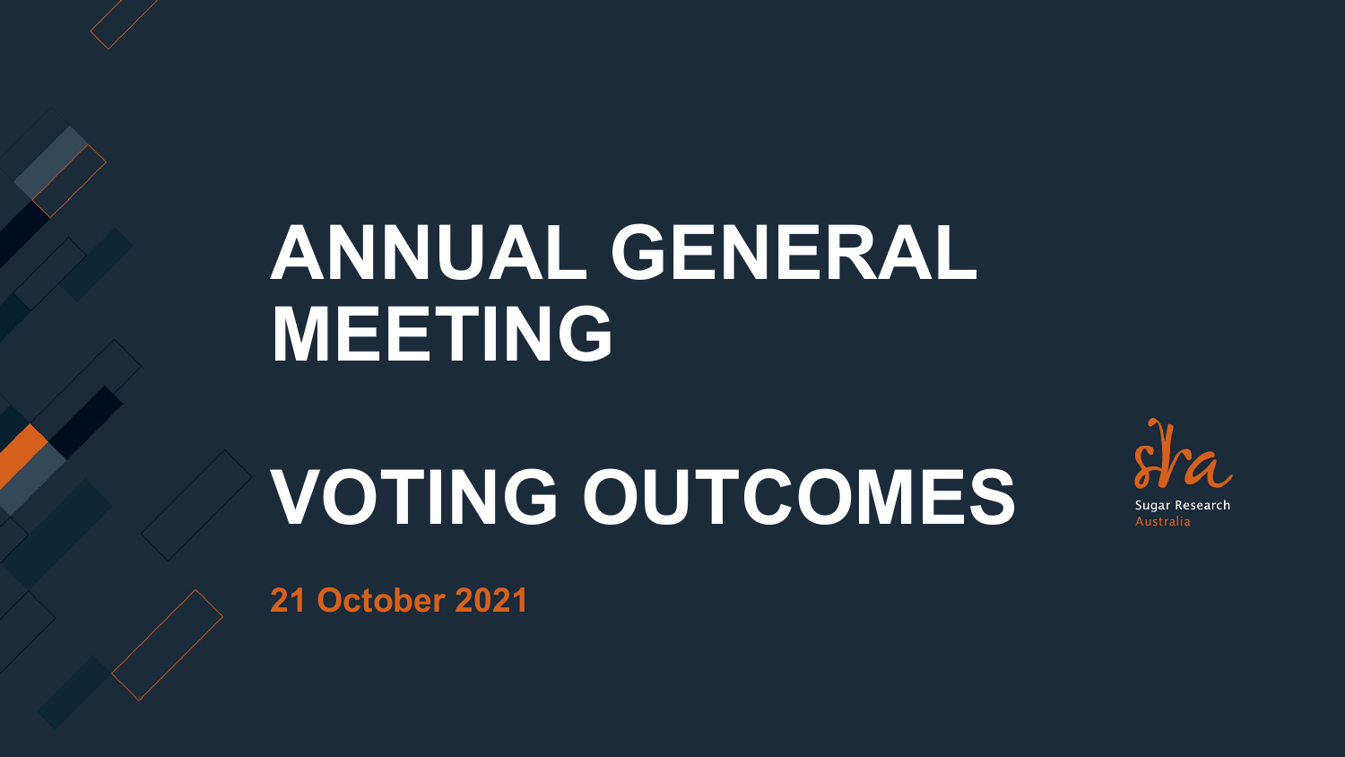# ANNUAL GENERAL MEETING

# VOTING OUTCOMES

**21 October 2021**

Sugar Research Australia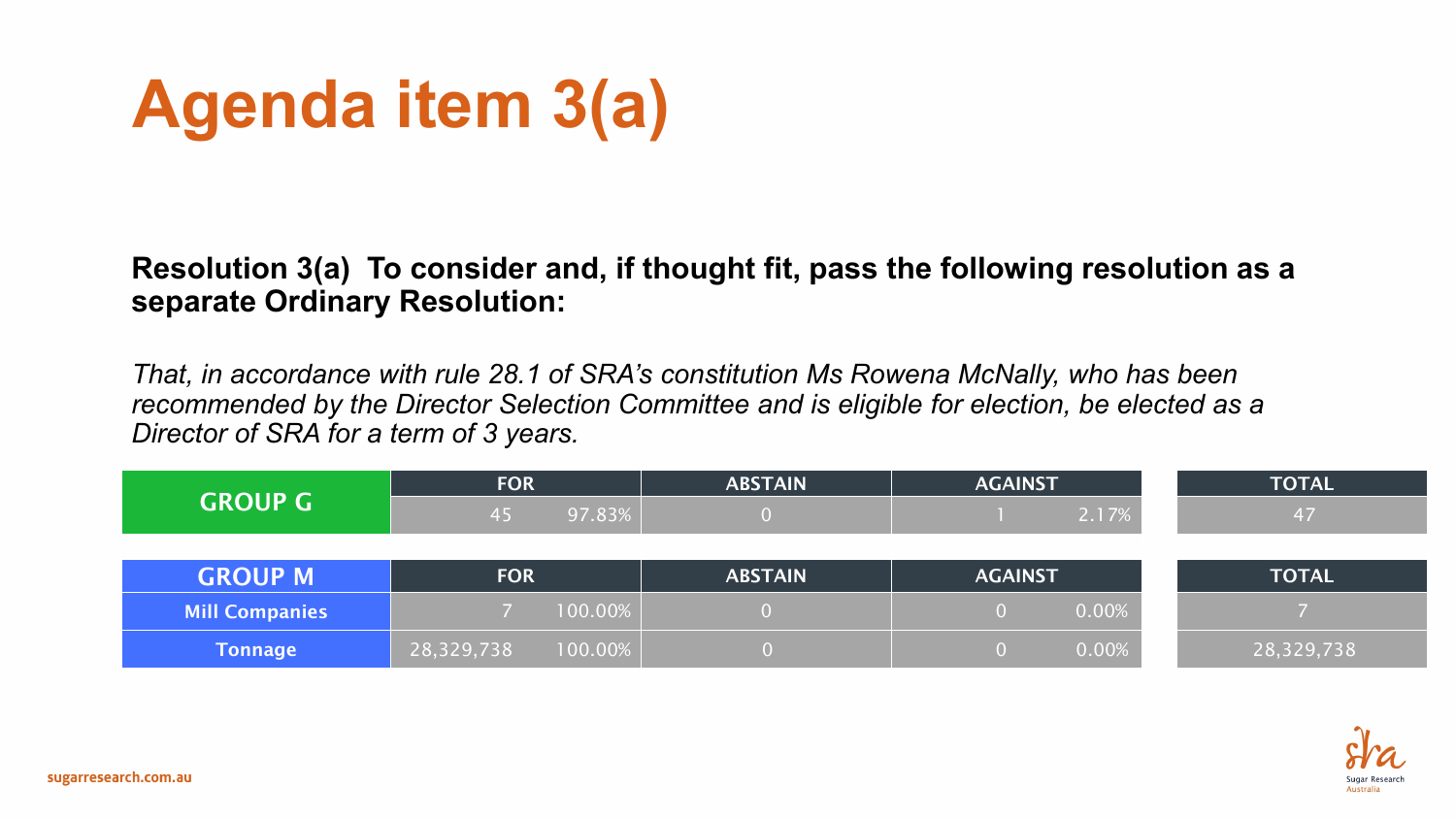# Agenda item 3(a)

**Resolution 3(a) To consider and, if thought fit, pass the following resolution as a separate Ordinary Resolution:**

*That, in accordance with rule 28.1 of SRA's constitution Ms Rowena McNally, who has been recommended by the Director Selection Committee and is eligible for election, be elected as a Director of SRA for a term of 3 years.*

| GROUP G | FOR | | ABSTAIN | AGAINST | | TOTAL |
|---|---|---|---|---|---|---|
| | 45 | 97.83% | 0 | 1 | 2.17% | 47 |

| GROUP M | FOR | | ABSTAIN | AGAINST | | TOTAL |
|---|---|---|---|---|---|---|
| Mill Companies | 7 | 100.00% | 0 | 0 | 0.00% | 7 |
| Tonnage | 28,329,738 | 100.00% | 0 | 0 | 0.00% | 28,329,738 |

sugarresearch.com.au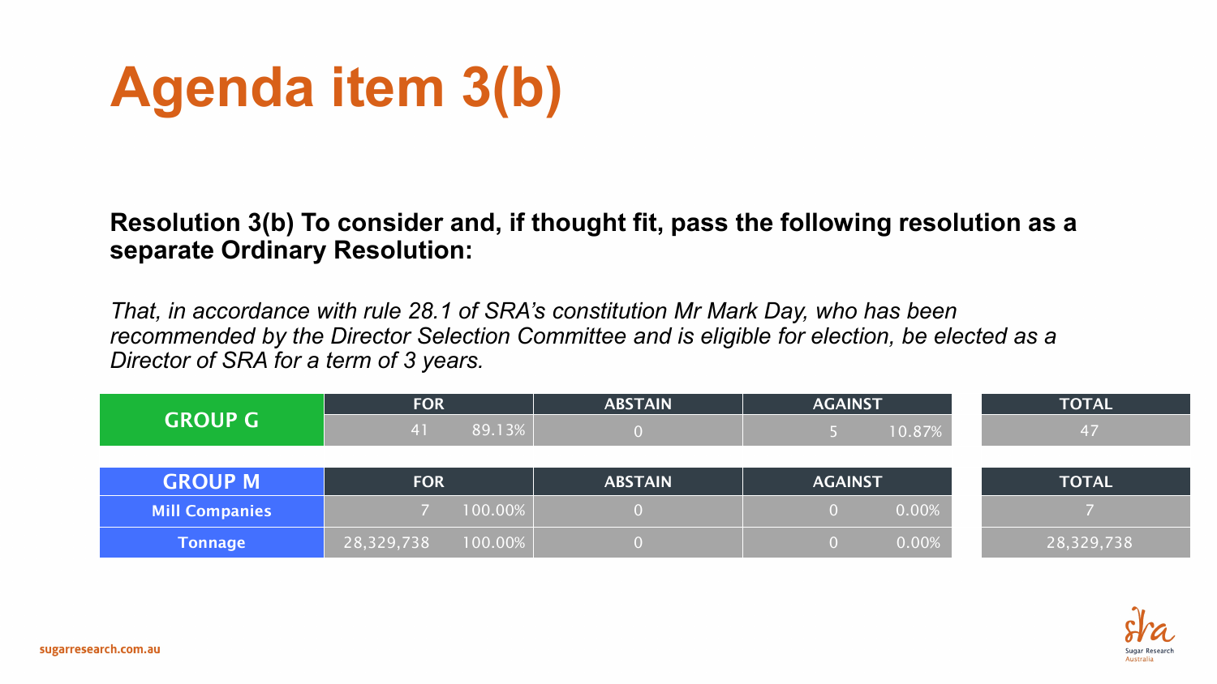# Agenda item 3(b)

**Resolution 3(b) To consider and, if thought fit, pass the following resolution as a separate Ordinary Resolution:**

*That, in accordance with rule 28.1 of SRA's constitution Mr Mark Day, who has been recommended by the Director Selection Committee and is eligible for election, be elected as a Director of SRA for a term of 3 years.*

| GROUP G | FOR | | ABSTAIN | AGAINST | | TOTAL |
|---|---|---|---|---|---|---|
| | 41 | 89.13% | 0 | 5 | 10.87% | 47 |

| GROUP M | FOR | | ABSTAIN | AGAINST | | TOTAL |
|---|---|---|---|---|---|---|
| Mill Companies | 7 | 100.00% | 0 | 0 | 0.00% | 7 |
| Tonnage | 28,329,738 | 100.00% | 0 | 0 | 0.00% | 28,329,738 |

sugarresearch.com.au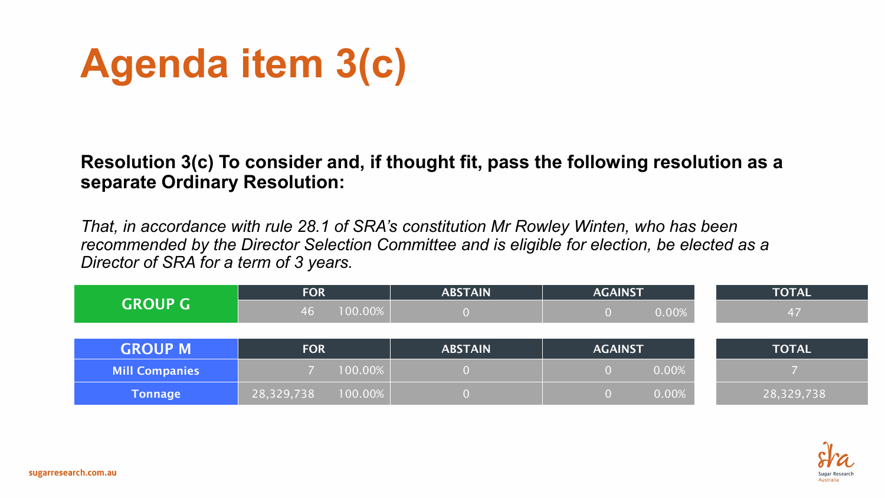# Agenda item 3(c)

**Resolution 3(c) To consider and, if thought fit, pass the following resolution as a separate Ordinary Resolution:**

*That, in accordance with rule 28.1 of SRA's constitution Mr Rowley Winten, who has been recommended by the Director Selection Committee and is eligible for election, be elected as a Director of SRA for a term of 3 years.*

| GROUP G | FOR | | ABSTAIN | AGAINST | | TOTAL |
|---|---|---|---|---|---|---|
| | 46 | 100.00% | 0 | 0 | 0.00% | 47 |

| GROUP M | FOR | | ABSTAIN | AGAINST | | TOTAL |
|---|---|---|---|---|---|---|
| Mill Companies | 7 | 100.00% | 0 | 0 | 0.00% | 7 |
| Tonnage | 28,329,738 | 100.00% | 0 | 0 | 0.00% | 28,329,738 |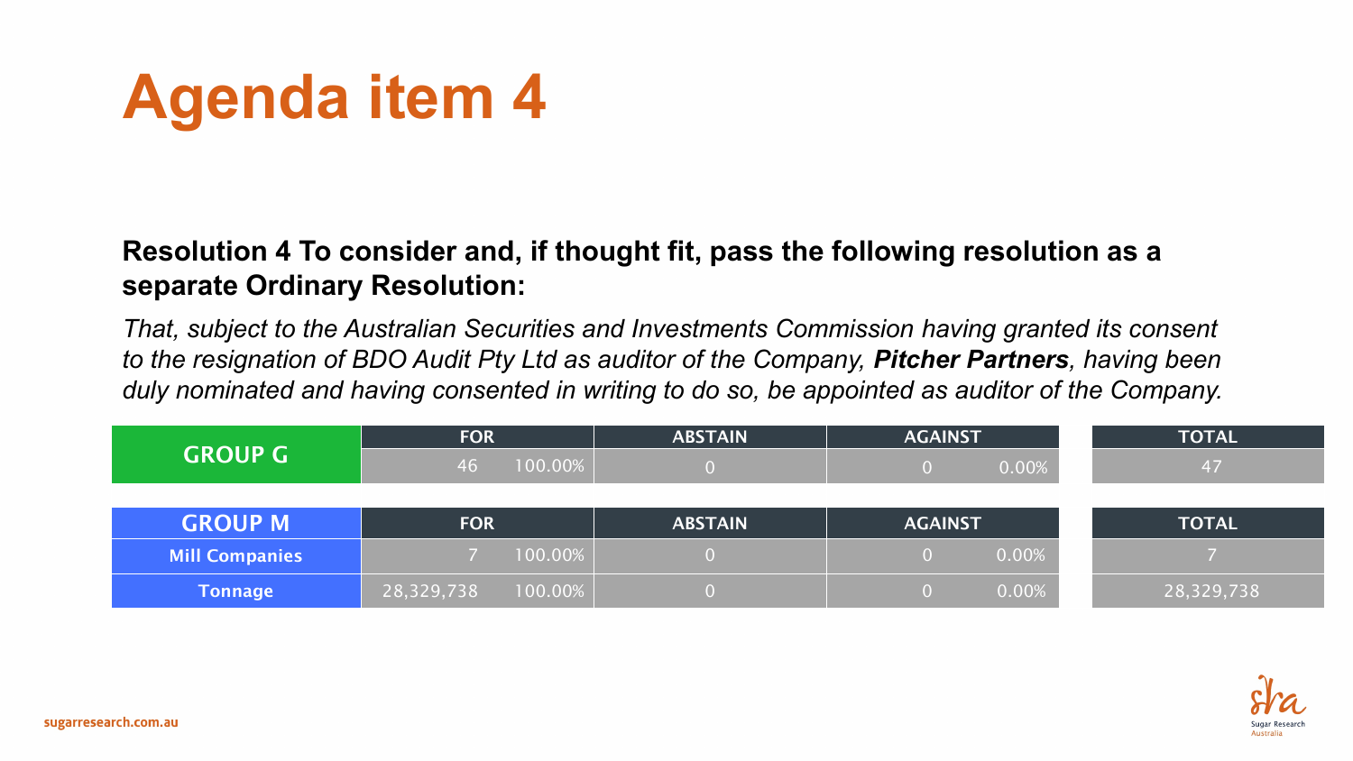# Agenda item 4

**Resolution 4 To consider and, if thought fit, pass the following resolution as a separate Ordinary Resolution:**

*That, subject to the Australian Securities and Investments Commission having granted its consent to the resignation of BDO Audit Pty Ltd as auditor of the Company,* ***Pitcher Partners****, having been duly nominated and having consented in writing to do so, be appointed as auditor of the Company.*

| GROUP G | FOR | | ABSTAIN | AGAINST | | TOTAL |
| --- | --- | --- | --- | --- | --- | --- |
| | 46 | 100.00% | 0 | 0 | 0.00% | 47 |

| GROUP M | FOR | | ABSTAIN | AGAINST | | TOTAL |
| --- | --- | --- | --- | --- | --- | --- |
| Mill Companies | 7 | 100.00% | 0 | 0 | 0.00% | 7 |
| Tonnage | 28,329,738 | 100.00% | 0 | 0 | 0.00% | 28,329,738 |